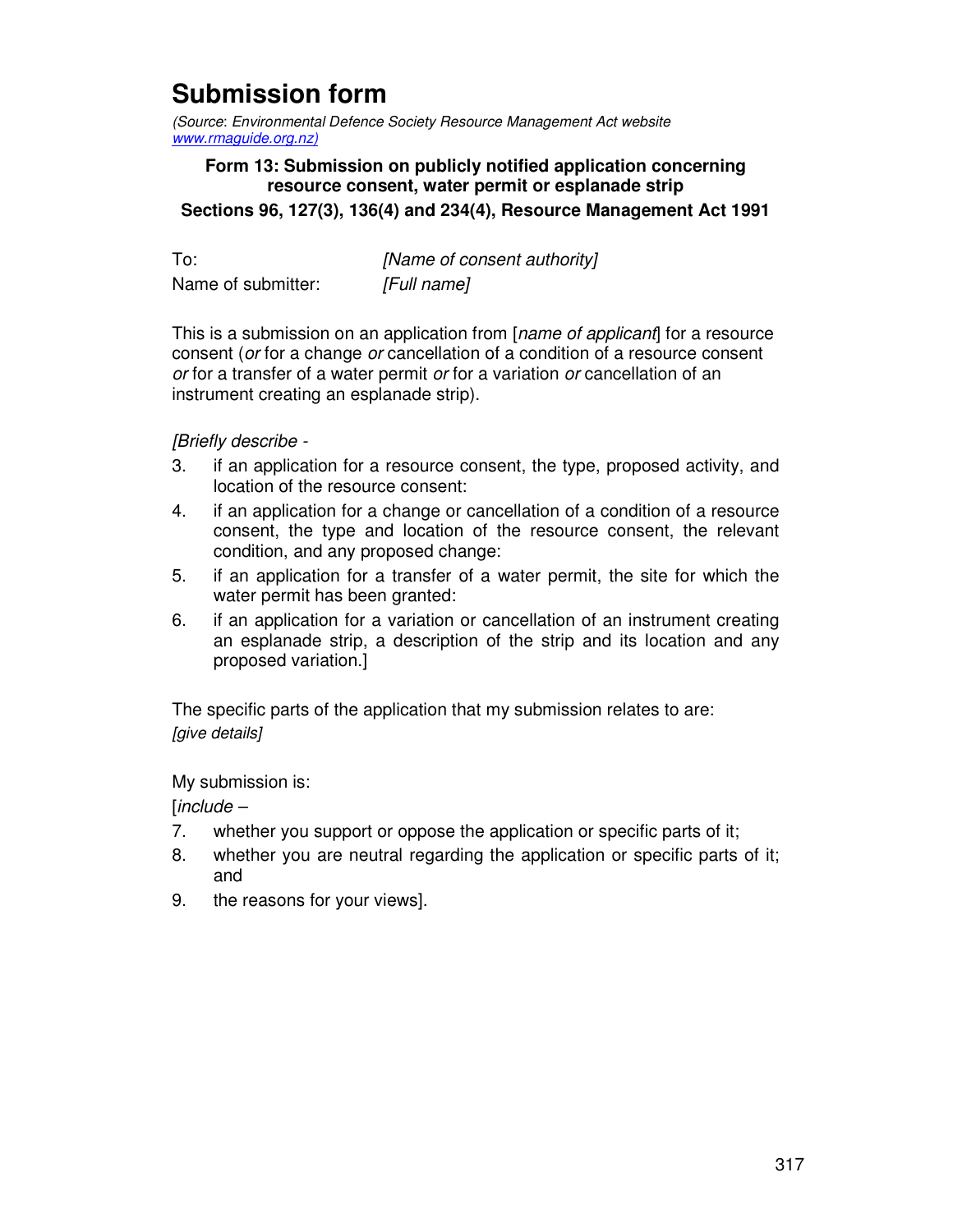# Submission form

*(Source: Environmental Defence Society Resource Management Act website www.rmaguide.org.nz)*

**Form 13: Submission on publicly notified application concerning resource consent, water permit or esplanade strip**

**Sections 96, 127(3), 136(4) and 234(4), Resource Management Act 1991**

To: *[Name of consent authority]*

Name of submitter: *[Full name]*

This is a submission on an application from [*name of applicant*] for a resource consent (*or* for a change *or* cancellation of a condition of a resource consent *or* for a transfer of a water permit *or* for a variation *or* cancellation of an instrument creating an esplanade strip).

*[Briefly describe -*

3. if an application for a resource consent, the type, proposed activity, and location of the resource consent:
4. if an application for a change or cancellation of a condition of a resource consent, the type and location of the resource consent, the relevant condition, and any proposed change:
5. if an application for a transfer of a water permit, the site for which the water permit has been granted:
6. if an application for a variation or cancellation of an instrument creating an esplanade strip, a description of the strip and its location and any proposed variation.]

The specific parts of the application that my submission relates to are:
*[give details]*

My submission is:
[*include* –

7. whether you support or oppose the application or specific parts of it;
8. whether you are neutral regarding the application or specific parts of it; and
9. the reasons for your views].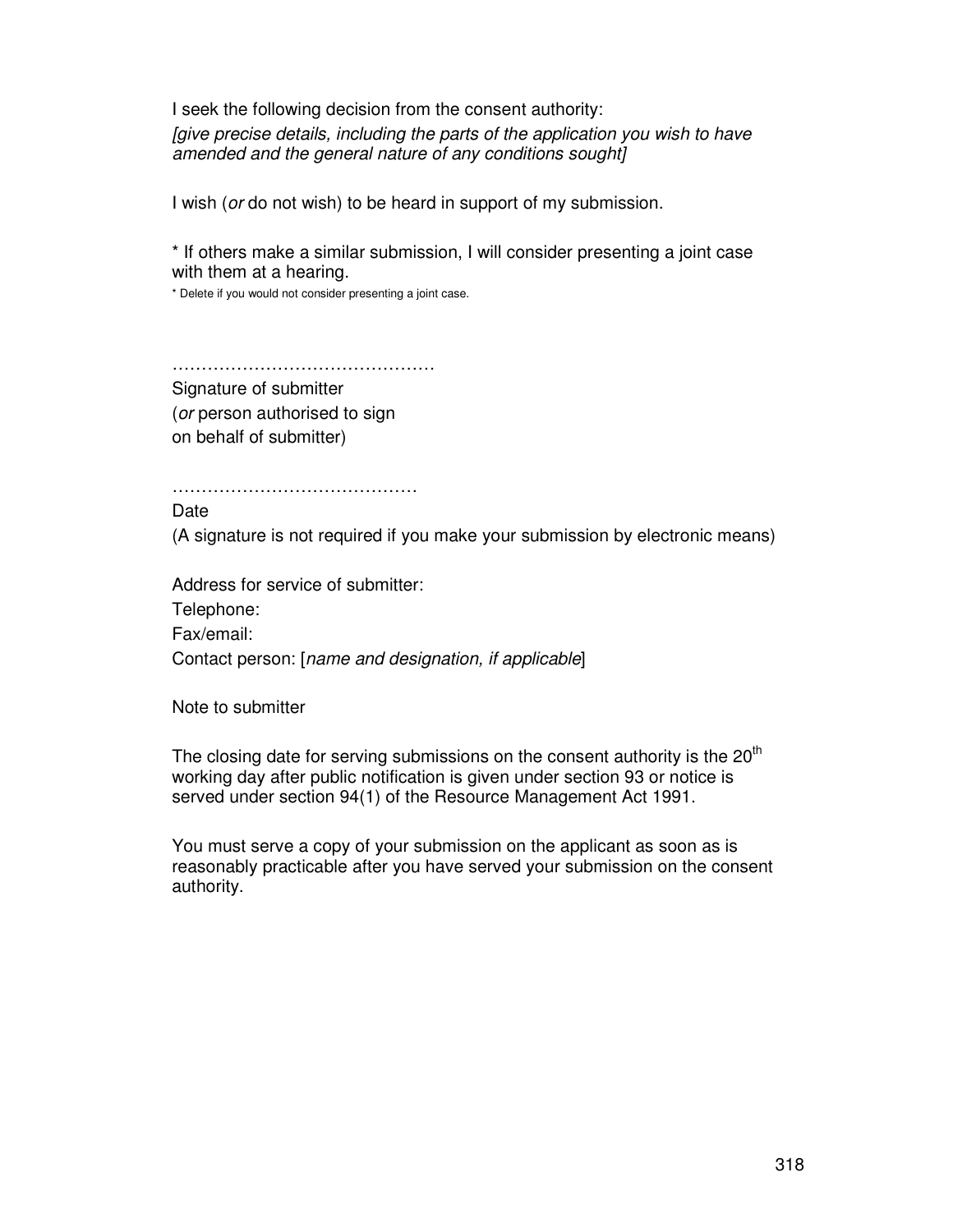I seek the following decision from the consent authority:

*[give precise details, including the parts of the application you wish to have amended and the general nature of any conditions sought]*

I wish (*or* do not wish) to be heard in support of my submission.

\* If others make a similar submission, I will consider presenting a joint case with them at a hearing.

\* Delete if you would not consider presenting a joint case.

………………………………………

Signature of submitter
(*or* person authorised to sign
on behalf of submitter)

……………………………………

Date

(A signature is not required if you make your submission by electronic means)

Address for service of submitter:

Telephone:

Fax/email:

Contact person: [*name and designation, if applicable*]

Note to submitter

The closing date for serving submissions on the consent authority is the 20th working day after public notification is given under section 93 or notice is served under section 94(1) of the Resource Management Act 1991.

You must serve a copy of your submission on the applicant as soon as is reasonably practicable after you have served your submission on the consent authority.